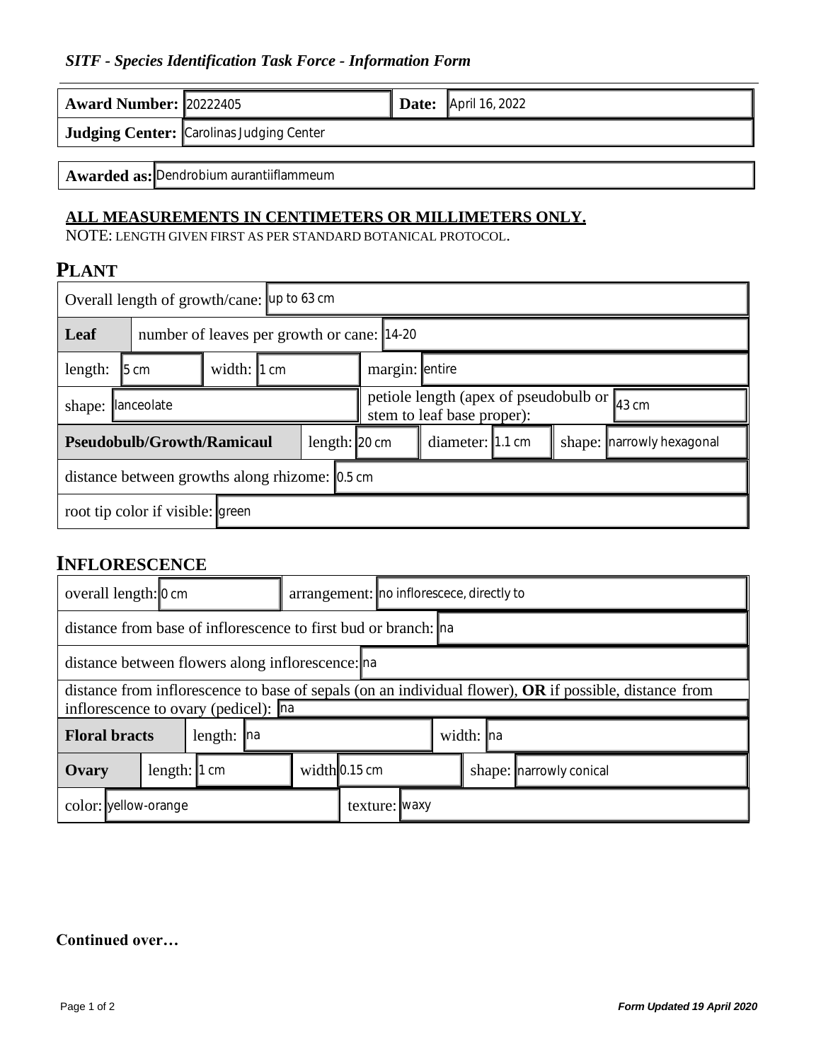*SITF - Species Identification Task Force - Information Form*

| **Award Number:** | 20222405 | **Date:** | April 16, 2022 |
|---|---|---|---|
| **Judging Center:** | Carolinas Judging Center | | |

**Awarded as:** Dendrobium aurantiiflammeum

**ALL MEASUREMENTS IN CENTIMETERS OR MILLIMETERS ONLY.**
NOTE: LENGTH GIVEN FIRST AS PER STANDARD BOTANICAL PROTOCOL.

## PLANT

Overall length of growth/cane: up to 63 cm

**Leaf** — number of leaves per growth or cane: 14-20

| length: | 5 cm | width: | 1 cm | margin: | entire |
|---|---|---|---|---|---|

shape: lanceolate

petiole length (apex of pseudobulb or stem to leaf base proper): 43 cm

| **Pseudobulb/Growth/Ramicaul** | length: | 20 cm | diameter: | 1.1 cm | shape: | narrowly hexagonal |
|---|---|---|---|---|---|---|

distance between growths along rhizome: 0.5 cm

root tip color if visible: green

## INFLORESCENCE

overall length: 0 cm

arrangement: no inflorescece, directly to

distance from base of inflorescence to first bud or branch: na

distance between flowers along inflorescence: na

distance from inflorescence to base of sepals (on an individual flower), **OR** if possible, distance from inflorescence to ovary (pedicel): na

| **Floral bracts** | length: | na | width: | na |
|---|---|---|---|---|

| **Ovary** | length: | 1 cm | width | 0.15 cm | shape: | narrowly conical |
|---|---|---|---|---|---|---|

color: yellow-orange

texture: waxy

**Continued over…**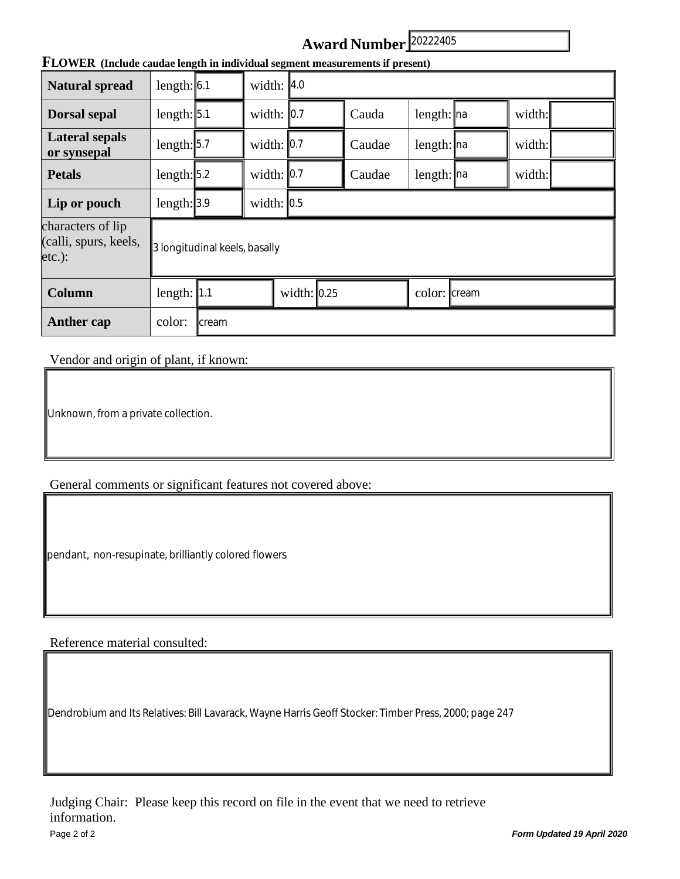**Award Number** 20222405

**FLOWER (Include caudae length in individual segment measurements if present)**

| | | | | | | |
|---|---|---|---|---|---|---|
| **Natural spread** | length: 6.1 | width: 4.0 | | | | |
| **Dorsal sepal** | length: 5.1 | width: 0.7 | Cauda | length: na | width: | |
| **Lateral sepals or synsepal** | length: 5.7 | width: 0.7 | Caudae | length: na | width: | |
| **Petals** | length: 5.2 | width: 0.7 | Caudae | length: na | width: | |
| **Lip or pouch** | length: 3.9 | width: 0.5 | | | | |
| characters of lip (calli, spurs, keels, etc.): | 3 longitudinal keels, basally | | | | | |
| **Column** | length: 1.1 | width: 0.25 | color: cream | | | |
| **Anther cap** | color: cream | | | | | |

Vendor and origin of plant, if known:

Unknown, from a private collection.

General comments or significant features not covered above:

pendant, non-resupinate, brilliantly colored flowers

Reference material consulted:

Dendrobium and Its Relatives: Bill Lavarack, Wayne Harris Geoff Stocker: Timber Press, 2000; page 247

Judging Chair: Please keep this record on file in the event that we need to retrieve information.

*Form Updated 19 April 2020*